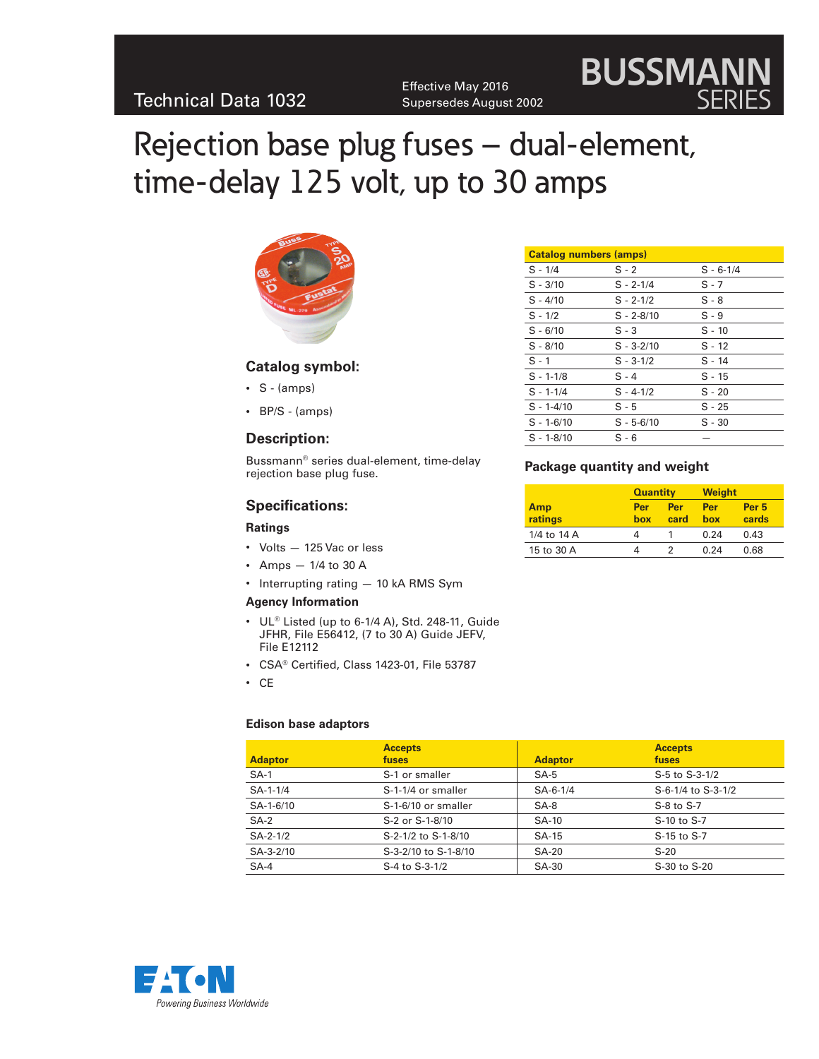Technical Data 1032

Effective May 2016
Supersedes August 2002

BUSSMANN SERIES

# Rejection base plug fuses – dual-element, time-delay 125 volt, up to 30 amps

## Catalog symbol:

- S - (amps)
- BP/S - (amps)

## Description:

Bussmann® series dual-element, time-delay rejection base plug fuse.

## Specifications:

### Ratings

- Volts — 125 Vac or less
- Amps — 1/4 to 30 A
- Interrupting rating — 10 kA RMS Sym

### Agency Information

- UL® Listed (up to 6-1/4 A), Std. 248-11, Guide JFHR, File E56412, (7 to 30 A) Guide JEFV, File E12112
- CSA® Certified, Class 1423-01, File 53787
- CE

| Catalog numbers (amps) | | |
|---|---|---|
| S - 1/4 | S - 2 | S - 6-1/4 |
| S - 3/10 | S - 2-1/4 | S - 7 |
| S - 4/10 | S - 2-1/2 | S - 8 |
| S - 1/2 | S - 2-8/10 | S - 9 |
| S - 6/10 | S - 3 | S - 10 |
| S - 8/10 | S - 3-2/10 | S - 12 |
| S - 1 | S - 3-1/2 | S - 14 |
| S - 1-1/8 | S - 4 | S - 15 |
| S - 1-1/4 | S - 4-1/2 | S - 20 |
| S - 1-4/10 | S - 5 | S - 25 |
| S - 1-6/10 | S - 5-6/10 | S - 30 |
| S - 1-8/10 | S - 6 | — |

### Package quantity and weight

| | Quantity | | Weight | |
|---|---|---|---|---|
| Amp ratings | Per box | Per card | Per box | Per 5 cards |
| 1/4 to 14 A | 4 | 1 | 0.24 | 0.43 |
| 15 to 30 A | 4 | 2 | 0.24 | 0.68 |

### Edison base adaptors

| Adaptor | Accepts fuses | Adaptor | Accepts fuses |
|---|---|---|---|
| SA-1 | S-1 or smaller | SA-5 | S-5 to S-3-1/2 |
| SA-1-1/4 | S-1-1/4 or smaller | SA-6-1/4 | S-6-1/4 to S-3-1/2 |
| SA-1-6/10 | S-1-6/10 or smaller | SA-8 | S-8 to S-7 |
| SA-2 | S-2 or S-1-8/10 | SA-10 | S-10 to S-7 |
| SA-2-1/2 | S-2-1/2 to S-1-8/10 | SA-15 | S-15 to S-7 |
| SA-3-2/10 | S-3-2/10 to S-1-8/10 | SA-20 | S-20 |
| SA-4 | S-4 to S-3-1/2 | SA-30 | S-30 to S-20 |

EATON
Powering Business Worldwide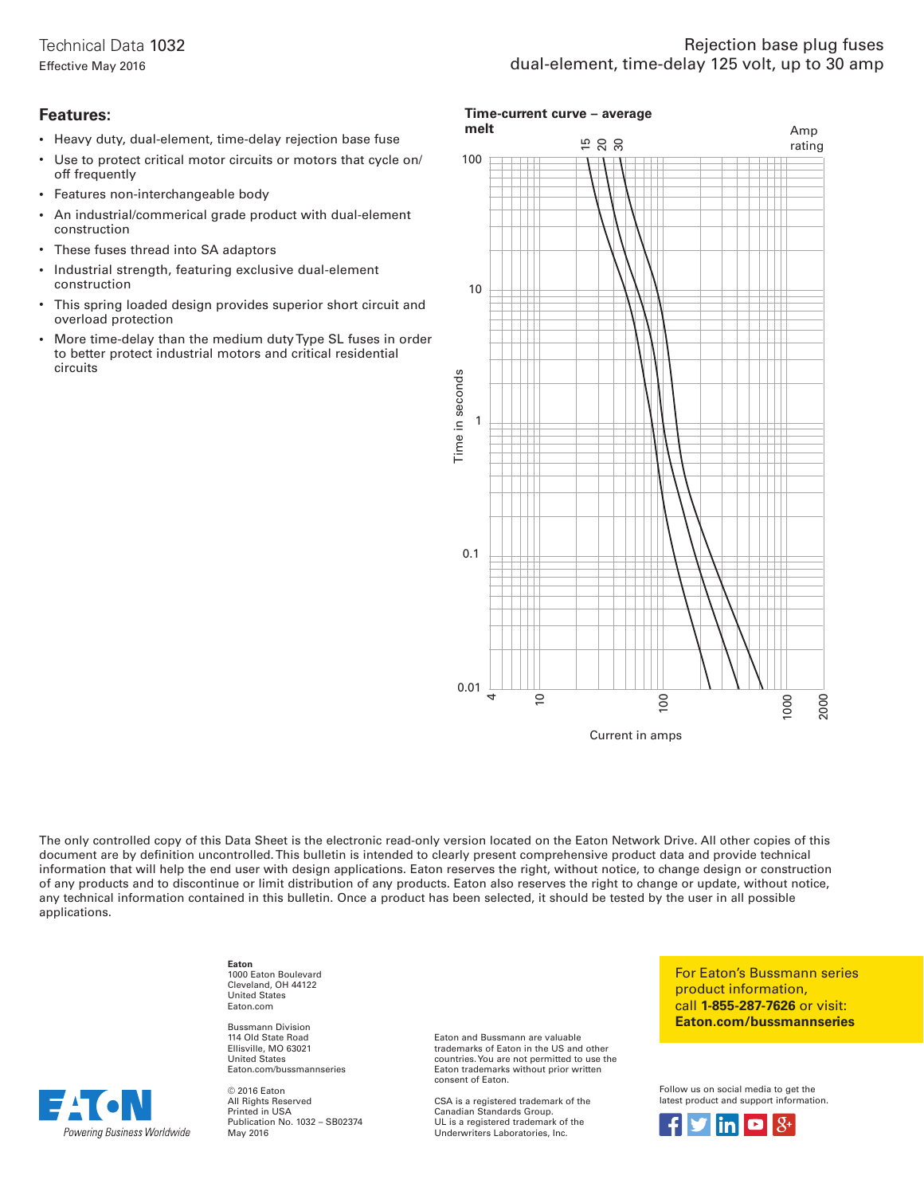## Features:

- Heavy duty, dual-element, time-delay rejection base fuse
- Use to protect critical motor circuits or motors that cycle on/off frequently
- Features non-interchangeable body
- An industrial/commerical grade product with dual-element construction
- These fuses thread into SA adaptors
- Industrial strength, featuring exclusive dual-element construction
- This spring loaded design provides superior short circuit and overload protection
- More time-delay than the medium duty Type SL fuses in order to better protect industrial motors and critical residential circuits

**Time-current curve – average melt**

Amp rating

15 20 30

Time in seconds

100
10
1
0.1
0.01

4 10 100 1000 2000

Current in amps

The only controlled copy of this Data Sheet is the electronic read-only version located on the Eaton Network Drive. All other copies of this document are by definition uncontrolled. This bulletin is intended to clearly present comprehensive product data and provide technical information that will help the end user with design applications. Eaton reserves the right, without notice, to change design or construction of any products and to discontinue or limit distribution of any products. Eaton also reserves the right to change or update, without notice, any technical information contained in this bulletin. Once a product has been selected, it should be tested by the user in all possible applications.

**Eaton**
1000 Eaton Boulevard
Cleveland, OH 44122
United States
Eaton.com

Bussmann Division
114 Old State Road
Ellisville, MO 63021
United States
Eaton.com/bussmannseries

© 2016 Eaton
All Rights Reserved
Printed in USA
Publication No. 1032 – SB02374
May 2016

Eaton and Bussmann are valuable trademarks of Eaton in the US and other countries. You are not permitted to use the Eaton trademarks without prior written consent of Eaton.

CSA is a registered trademark of the Canadian Standards Group.
UL is a registered trademark of the Underwriters Laboratories, Inc.

For Eaton's Bussmann series product information, call **1-855-287-7626** or visit: **Eaton.com/bussmannseries**

Follow us on social media to get the latest product and support information.

Powering Business Worldwide